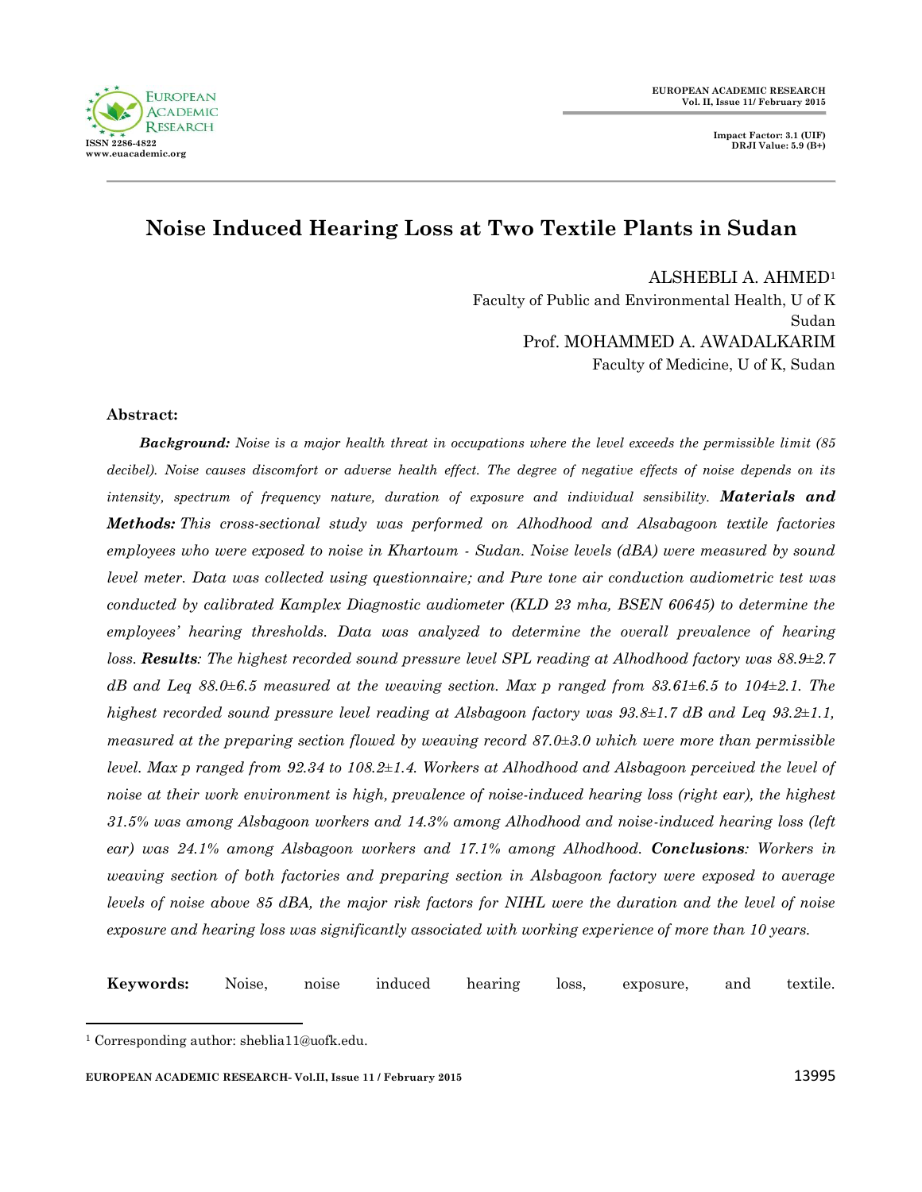# Noise Induced Hearing Loss at Two Textile Plants in Sudan

ALSHEBLI A. AHMED[1]  
Faculty of Public and Environmental Health, U of K  
Sudan  
Prof. MOHAMMED A. AWADALKARIM  
Faculty of Medicine, U of K, Sudan

**Abstract:**

***Background:*** *Noise is a major health threat in occupations where the level exceeds the permissible limit (85 decibel). Noise causes discomfort or adverse health effect. The degree of negative effects of noise depends on its intensity, spectrum of frequency nature, duration of exposure and individual sensibility.* ***Materials and Methods:*** *This cross-sectional study was performed on Alhodhood and Alsabagoon textile factories employees who were exposed to noise in Khartoum - Sudan. Noise levels (dBA) were measured by sound level meter. Data was collected using questionnaire; and Pure tone air conduction audiometric test was conducted by calibrated Kamplex Diagnostic audiometer (KLD 23 mha, BSEN 60645) to determine the employees' hearing thresholds. Data was analyzed to determine the overall prevalence of hearing loss.* ***Results****: The highest recorded sound pressure level SPL reading at Alhodhood factory was 88.9±2.7 dB and Leq 88.0±6.5 measured at the weaving section. Max p ranged from 83.61±6.5 to 104±2.1. The highest recorded sound pressure level reading at Alsbagoon factory was 93.8±1.7 dB and Leq 93.2±1.1, measured at the preparing section flowed by weaving record 87.0±3.0 which were more than permissible level. Max p ranged from 92.34 to 108.2±1.4. Workers at Alhodhood and Alsbagoon perceived the level of noise at their work environment is high, prevalence of noise-induced hearing loss (right ear), the highest 31.5% was among Alsbagoon workers and 14.3% among Alhodhood and noise-induced hearing loss (left ear) was 24.1% among Alsbagoon workers and 17.1% among Alhodhood.* ***Conclusions****: Workers in weaving section of both factories and preparing section in Alsbagoon factory were exposed to average levels of noise above 85 dBA, the major risk factors for NIHL were the duration and the level of noise exposure and hearing loss was significantly associated with working experience of more than 10 years.*

**Keywords:** Noise, noise induced hearing loss, exposure, and textile.

---

[1] Corresponding author: sheblia11@uofk.edu.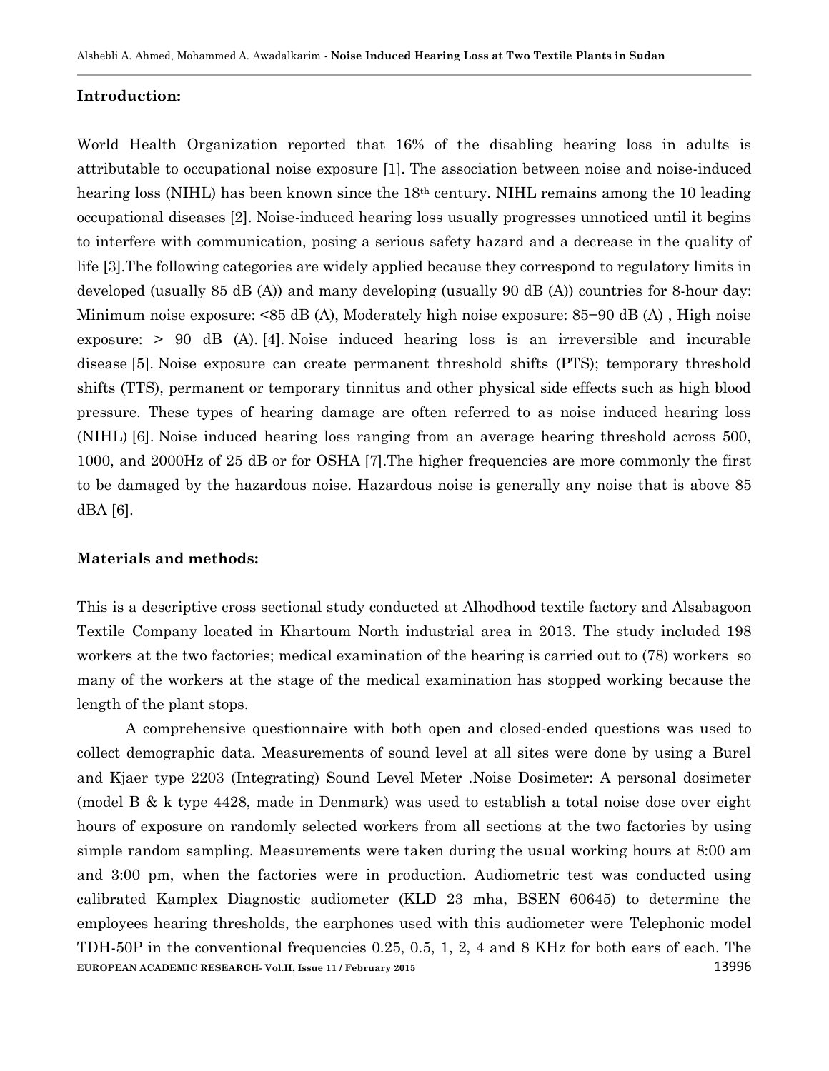## Introduction:

World Health Organization reported that 16% of the disabling hearing loss in adults is attributable to occupational noise exposure [1]. The association between noise and noise-induced hearing loss (NIHL) has been known since the 18th century. NIHL remains among the 10 leading occupational diseases [2]. Noise-induced hearing loss usually progresses unnoticed until it begins to interfere with communication, posing a serious safety hazard and a decrease in the quality of life [3].The following categories are widely applied because they correspond to regulatory limits in developed (usually 85 dB (A)) and many developing (usually 90 dB (A)) countries for 8-hour day: Minimum noise exposure: <85 dB (A), Moderately high noise exposure: 85−90 dB (A) , High noise exposure: > 90 dB (A). [4]. Noise induced hearing loss is an irreversible and incurable disease [5]. Noise exposure can create permanent threshold shifts (PTS); temporary threshold shifts (TTS), permanent or temporary tinnitus and other physical side effects such as high blood pressure. These types of hearing damage are often referred to as noise induced hearing loss (NIHL) [6]. Noise induced hearing loss ranging from an average hearing threshold across 500, 1000, and 2000Hz of 25 dB or for OSHA [7].The higher frequencies are more commonly the first to be damaged by the hazardous noise. Hazardous noise is generally any noise that is above 85 dBA [6].

## Materials and methods:

This is a descriptive cross sectional study conducted at Alhodhood textile factory and Alsabagoon Textile Company located in Khartoum North industrial area in 2013. The study included 198 workers at the two factories; medical examination of the hearing is carried out to (78) workers so many of the workers at the stage of the medical examination has stopped working because the length of the plant stops.

A comprehensive questionnaire with both open and closed-ended questions was used to collect demographic data. Measurements of sound level at all sites were done by using a Burel and Kjaer type 2203 (Integrating) Sound Level Meter .Noise Dosimeter: A personal dosimeter (model B & k type 4428, made in Denmark) was used to establish a total noise dose over eight hours of exposure on randomly selected workers from all sections at the two factories by using simple random sampling. Measurements were taken during the usual working hours at 8:00 am and 3:00 pm, when the factories were in production. Audiometric test was conducted using calibrated Kamplex Diagnostic audiometer (KLD 23 mha, BSEN 60645) to determine the employees hearing thresholds, the earphones used with this audiometer were Telephonic model TDH-50P in the conventional frequencies 0.25, 0.5, 1, 2, 4 and 8 KHz for both ears of each. The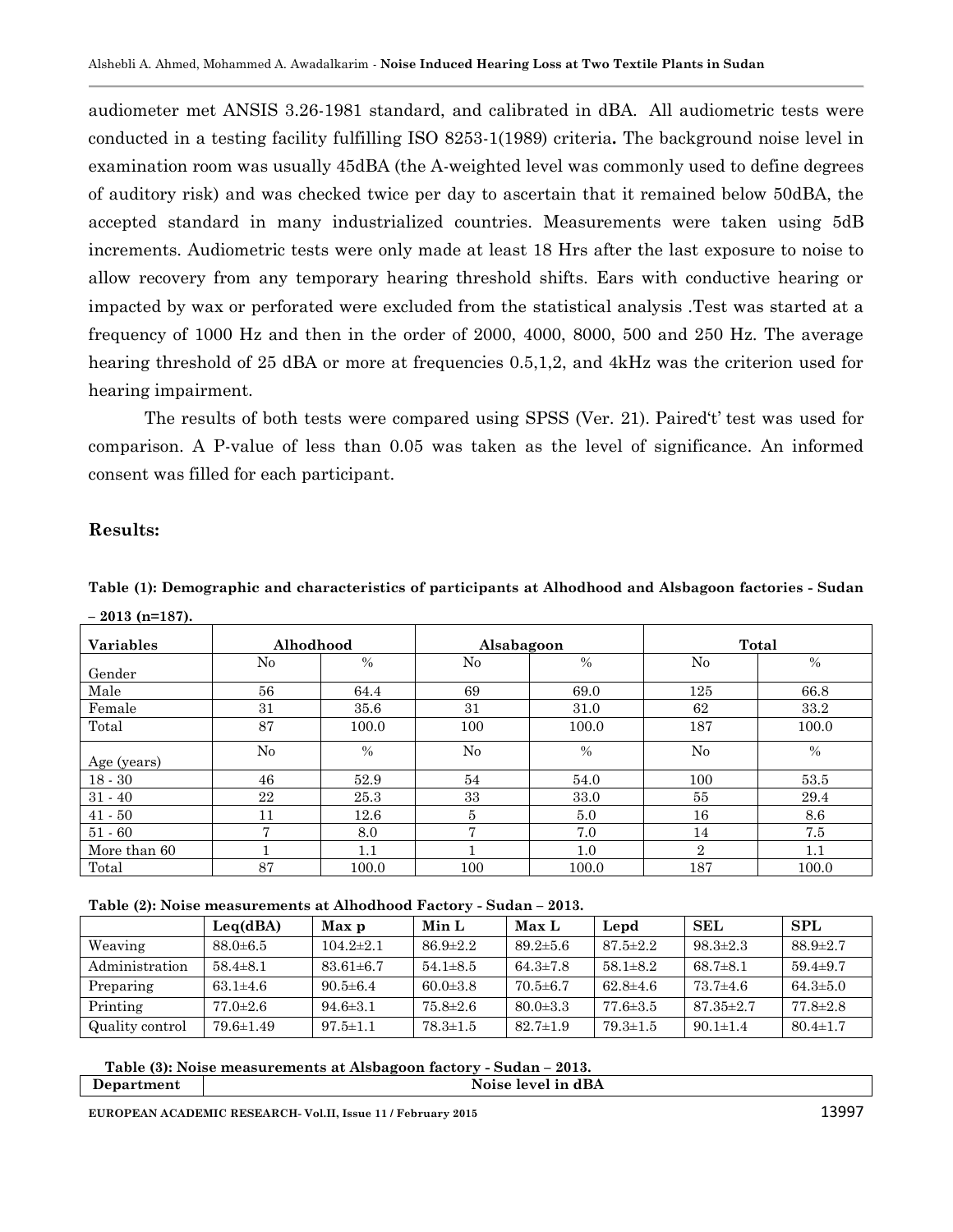audiometer met ANSIS 3.26-1981 standard, and calibrated in dBA. All audiometric tests were conducted in a testing facility fulfilling ISO 8253-1(1989) criteria**.** The background noise level in examination room was usually 45dBA (the A-weighted level was commonly used to define degrees of auditory risk) and was checked twice per day to ascertain that it remained below 50dBA, the accepted standard in many industrialized countries. Measurements were taken using 5dB increments. Audiometric tests were only made at least 18 Hrs after the last exposure to noise to allow recovery from any temporary hearing threshold shifts. Ears with conductive hearing or impacted by wax or perforated were excluded from the statistical analysis .Test was started at a frequency of 1000 Hz and then in the order of 2000, 4000, 8000, 500 and 250 Hz. The average hearing threshold of 25 dBA or more at frequencies 0.5,1,2, and 4kHz was the criterion used for hearing impairment.

The results of both tests were compared using SPSS (Ver. 21). Paired't' test was used for comparison. A P-value of less than 0.05 was taken as the level of significance. An informed consent was filled for each participant.

## Results:

**Table (1): Demographic and characteristics of participants at Alhodhood and Alsbagoon factories - Sudan – 2013 (n=187).**

| Variables | Alhodhood | | Alsabagoon | | Total | |
|---|---|---|---|---|---|---|
| Gender | No | % | No | % | No | % |
| Male | 56 | 64.4 | 69 | 69.0 | 125 | 66.8 |
| Female | 31 | 35.6 | 31 | 31.0 | 62 | 33.2 |
| Total | 87 | 100.0 | 100 | 100.0 | 187 | 100.0 |
| Age (years) | No | % | No | % | No | % |
| 18 - 30 | 46 | 52.9 | 54 | 54.0 | 100 | 53.5 |
| 31 - 40 | 22 | 25.3 | 33 | 33.0 | 55 | 29.4 |
| 41 - 50 | 11 | 12.6 | 5 | 5.0 | 16 | 8.6 |
| 51 - 60 | 7 | 8.0 | 7 | 7.0 | 14 | 7.5 |
| More than 60 | 1 | 1.1 | 1 | 1.0 | 2 | 1.1 |
| Total | 87 | 100.0 | 100 | 100.0 | 187 | 100.0 |

**Table (2): Noise measurements at Alhodhood Factory - Sudan – 2013.**

| | Leq(dBA) | Max p | Min L | Max L | Lepd | SEL | SPL |
|---|---|---|---|---|---|---|---|
| Weaving | 88.0±6.5 | 104.2±2.1 | 86.9±2.2 | 89.2±5.6 | 87.5±2.2 | 98.3±2.3 | 88.9±2.7 |
| Administration | 58.4±8.1 | 83.61±6.7 | 54.1±8.5 | 64.3±7.8 | 58.1±8.2 | 68.7±8.1 | 59.4±9.7 |
| Preparing | 63.1±4.6 | 90.5±6.4 | 60.0±3.8 | 70.5±6.7 | 62.8±4.6 | 73.7±4.6 | 64.3±5.0 |
| Printing | 77.0±2.6 | 94.6±3.1 | 75.8±2.6 | 80.0±3.3 | 77.6±3.5 | 87.35±2.7 | 77.8±2.8 |
| Quality control | 79.6±1.49 | 97.5±1.1 | 78.3±1.5 | 82.7±1.9 | 79.3±1.5 | 90.1±1.4 | 80.4±1.7 |

**Table (3): Noise measurements at Alsbagoon factory - Sudan – 2013.**

| Department | Noise level in dBA |
|---|---|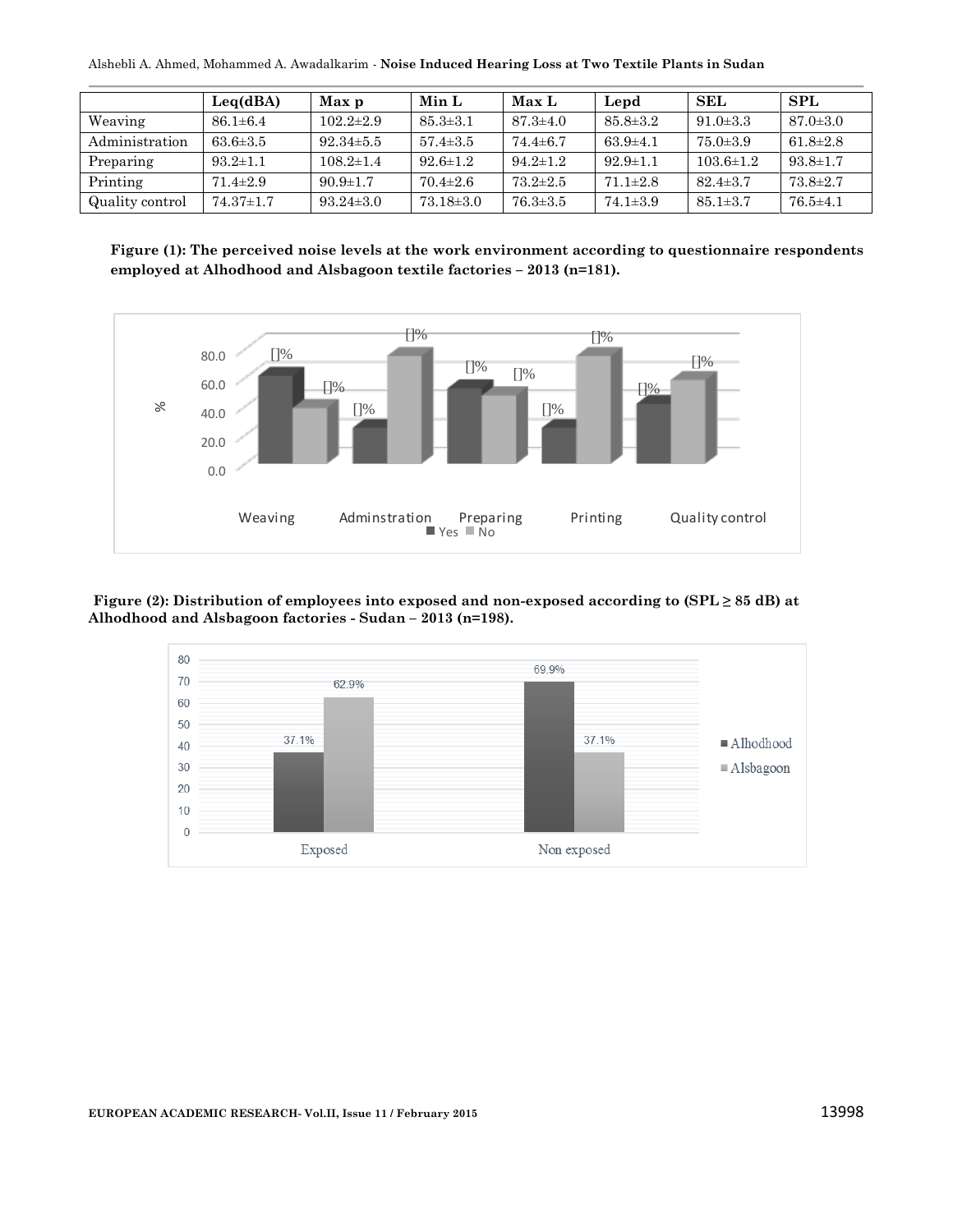|  | Leq(dBA) | Max p | Min L | Max L | Lepd | SEL | SPL |
|---|---|---|---|---|---|---|---|
| Weaving | 86.1±6.4 | 102.2±2.9 | 85.3±3.1 | 87.3±4.0 | 85.8±3.2 | 91.0±3.3 | 87.0±3.0 |
| Administration | 63.6±3.5 | 92.34±5.5 | 57.4±3.5 | 74.4±6.7 | 63.9±4.1 | 75.0±3.9 | 61.8±2.8 |
| Preparing | 93.2±1.1 | 108.2±1.4 | 92.6±1.2 | 94.2±1.2 | 92.9±1.1 | 103.6±1.2 | 93.8±1.7 |
| Printing | 71.4±2.9 | 90.9±1.7 | 70.4±2.6 | 73.2±2.5 | 71.1±2.8 | 82.4±3.7 | 73.8±2.7 |
| Quality control | 74.37±1.7 | 93.24±3.0 | 73.18±3.0 | 76.3±3.5 | 74.1±3.9 | 85.1±3.7 | 76.5±4.1 |

**Figure (1): The perceived noise levels at the work environment according to questionnaire respondents employed at Alhodhood and Alsbagoon textile factories – 2013 (n=181).**

**Figure (2): Distribution of employees into exposed and non-exposed according to (SPL ≥ 85 dB) at Alhodhood and Alsbagoon factories - Sudan – 2013 (n=198).**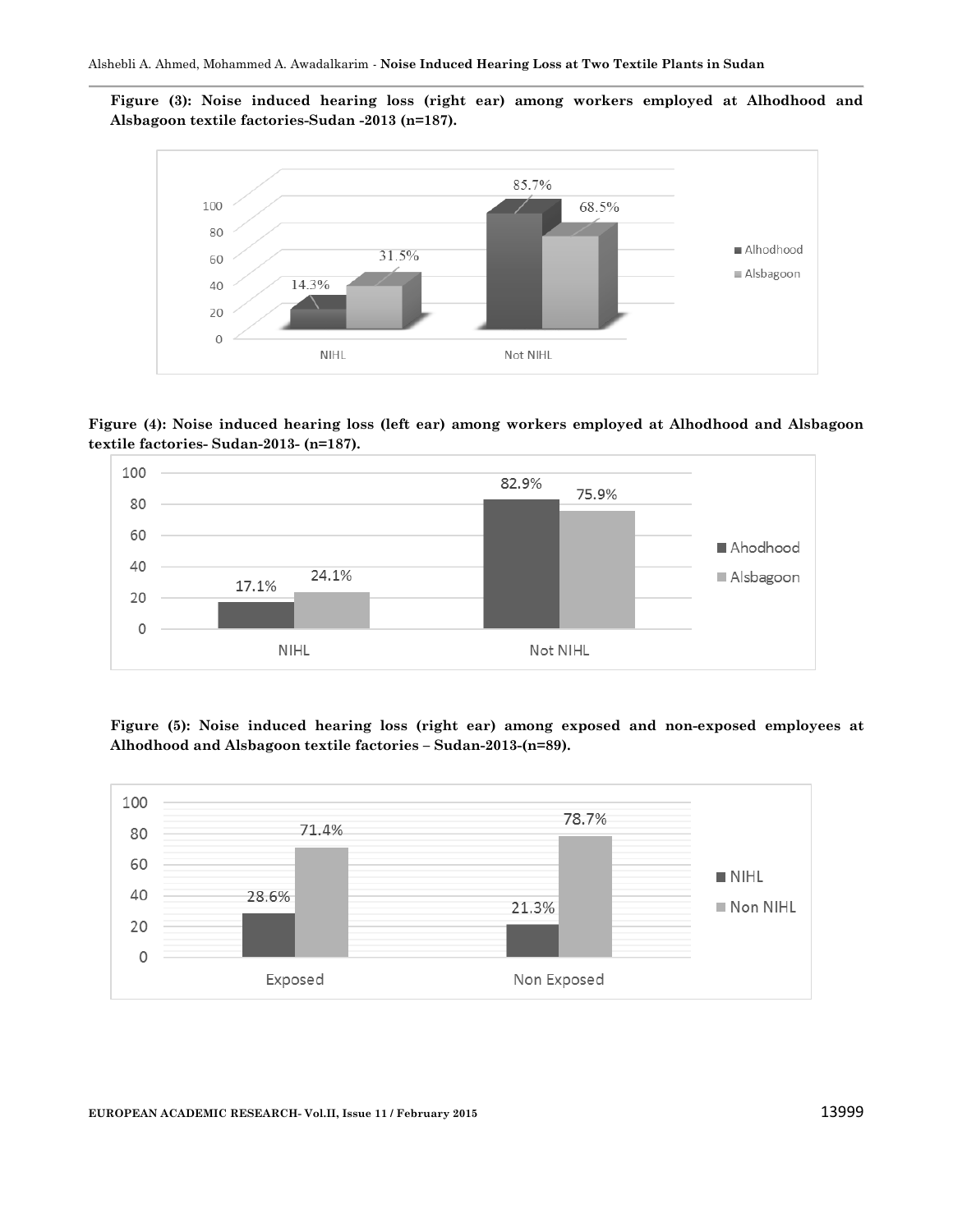**Figure (3): Noise induced hearing loss (right ear) among workers employed at Alhodhood and Alsbagoon textile factories-Sudan -2013 (n=187).**

| | Alhodhood | Alsbagoon |
|---|---|---|
| NIHL | 14.3% | 31.5% |
| Not NIHL | 85.7% | 68.5% |

**Figure (4): Noise induced hearing loss (left ear) among workers employed at Alhodhood and Alsbagoon textile factories- Sudan-2013- (n=187).**

| | Ahodhood | Alsbagoon |
|---|---|---|
| NIHL | 17.1% | 24.1% |
| Not NIHL | 82.9% | 75.9% |

**Figure (5): Noise induced hearing loss (right ear) among exposed and non-exposed employees at Alhodhood and Alsbagoon textile factories – Sudan-2013-(n=89).**

| | NIHL | Non NIHL |
|---|---|---|
| Exposed | 28.6% | 71.4% |
| Non Exposed | 21.3% | 78.7% |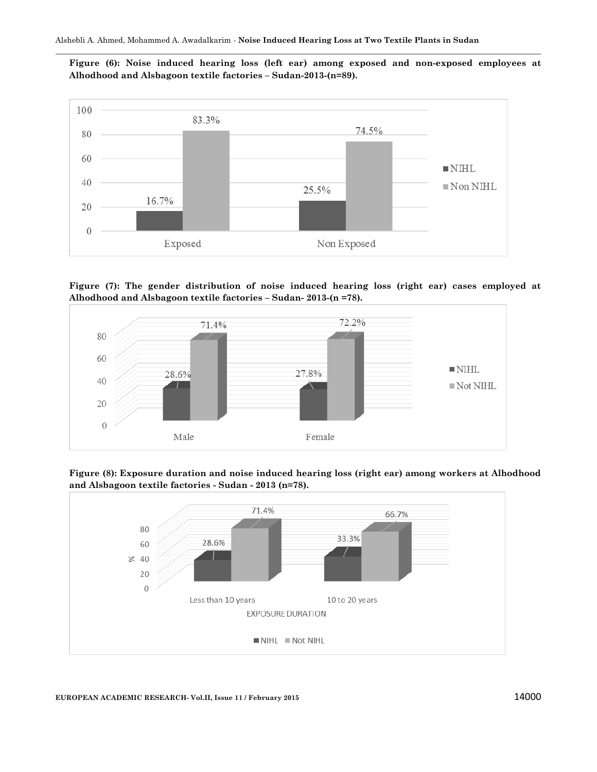**Figure (6): Noise induced hearing loss (left ear) among exposed and non-exposed employees at Alhodhood and Alsbagoon textile factories – Sudan-2013-(n=89).**

| | NIHL | Non NIHL |
|---|---|---|
| Exposed | 16.7% | 83.3% |
| Non Exposed | 25.5% | 74.5% |

**Figure (7): The gender distribution of noise induced hearing loss (right ear) cases employed at Alhodhood and Alsbagoon textile factories – Sudan- 2013-(n =78).**

| | NIHL | Not NIHL |
|---|---|---|
| Male | 28.6% | 71.4% |
| Female | 27.8% | 72.2% |

**Figure (8): Exposure duration and noise induced hearing loss (right ear) among workers at Alhodhood and Alsbagoon textile factories - Sudan - 2013 (n=78).**

| EXPOSURE DURATION | NIHL | Not NIHL |
|---|---|---|
| Less than 10 years | 28.6% | 71.4% |
| 10 to 20 years | 33.3% | 66.7% |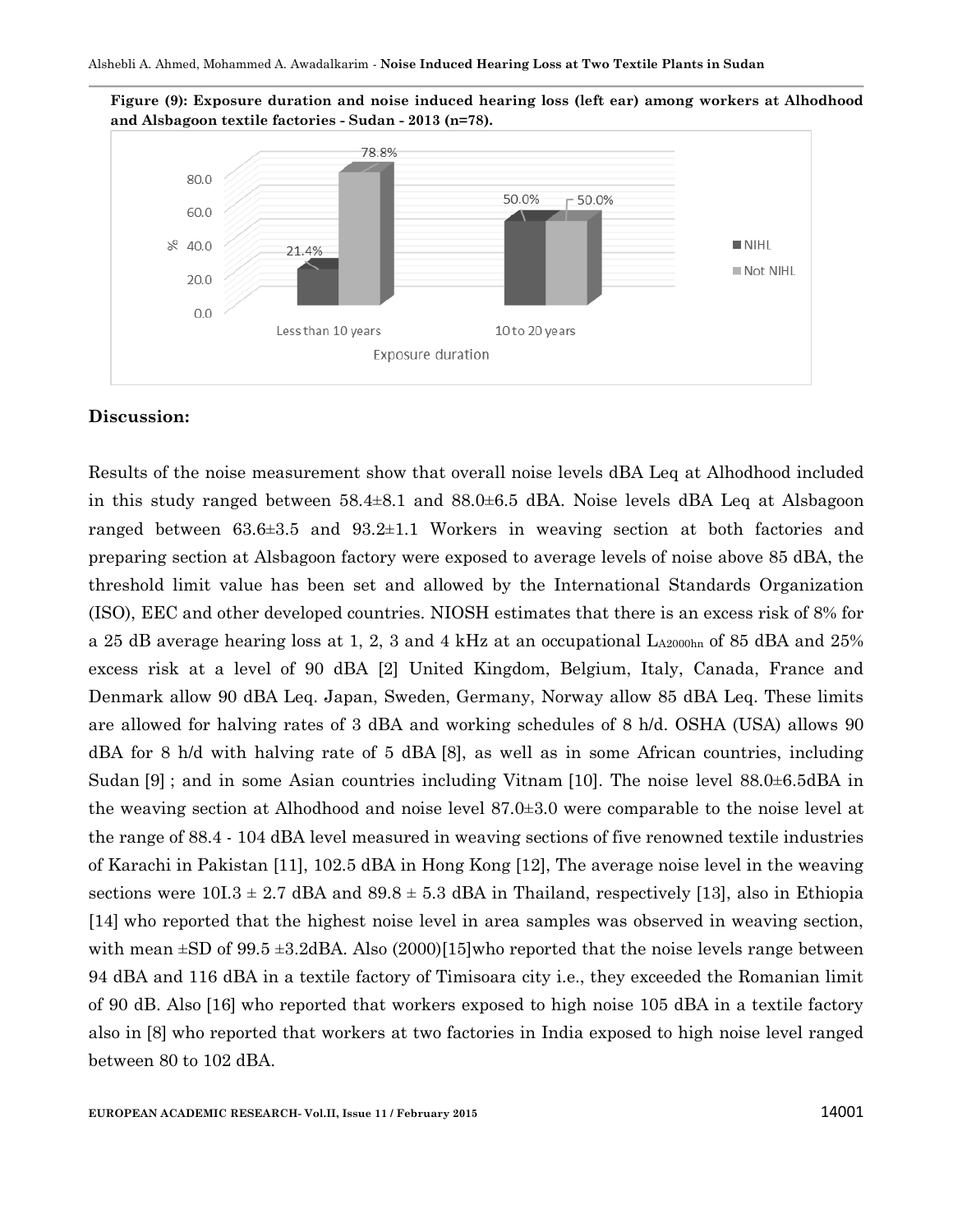**Figure (9): Exposure duration and noise induced hearing loss (left ear) among workers at Alhodhood and Alsbagoon textile factories - Sudan - 2013 (n=78).**

| Exposure duration | NIHL | Not NIHL |
|---|---|---|
| Less than 10 years | 21.4% | 78.8% |
| 10 to 20 years | 50.0% | 50.0% |

## Discussion:

Results of the noise measurement show that overall noise levels dBA Leq at Alhodhood included in this study ranged between 58.4±8.1 and 88.0±6.5 dBA. Noise levels dBA Leq at Alsbagoon ranged between 63.6±3.5 and 93.2±1.1 Workers in weaving section at both factories and preparing section at Alsbagoon factory were exposed to average levels of noise above 85 dBA, the threshold limit value has been set and allowed by the International Standards Organization (ISO), EEC and other developed countries. NIOSH estimates that there is an excess risk of 8% for a 25 dB average hearing loss at 1, 2, 3 and 4 kHz at an occupational $L_{A2000hn}$ of 85 dBA and 25% excess risk at a level of 90 dBA [2] United Kingdom, Belgium, Italy, Canada, France and Denmark allow 90 dBA Leq. Japan, Sweden, Germany, Norway allow 85 dBA Leq. These limits are allowed for halving rates of 3 dBA and working schedules of 8 h/d. OSHA (USA) allows 90 dBA for 8 h/d with halving rate of 5 dBA [8], as well as in some African countries, including Sudan [9] ; and in some Asian countries including Vitnam [10]. The noise level 88.0±6.5dBA in the weaving section at Alhodhood and noise level 87.0±3.0 were comparable to the noise level at the range of 88.4 - 104 dBA level measured in weaving sections of five renowned textile industries of Karachi in Pakistan [11], 102.5 dBA in Hong Kong [12], The average noise level in the weaving sections were 10I.3 ± 2.7 dBA and 89.8 ± 5.3 dBA in Thailand, respectively [13], also in Ethiopia [14] who reported that the highest noise level in area samples was observed in weaving section, with mean ±SD of 99.5 ±3.2dBA. Also (2000)[15]who reported that the noise levels range between 94 dBA and 116 dBA in a textile factory of Timisoara city i.e., they exceeded the Romanian limit of 90 dB. Also [16] who reported that workers exposed to high noise 105 dBA in a textile factory also in [8] who reported that workers at two factories in India exposed to high noise level ranged between 80 to 102 dBA.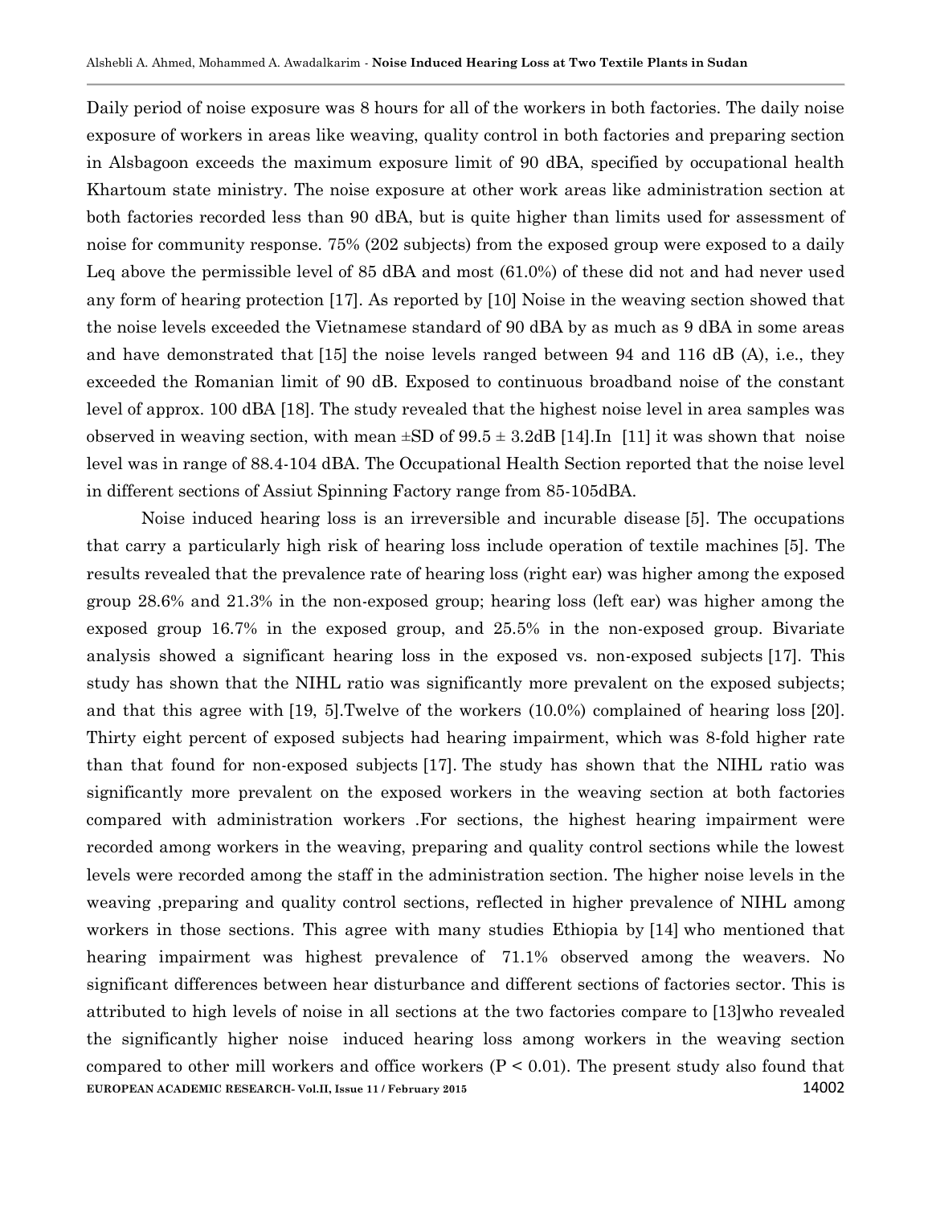Daily period of noise exposure was 8 hours for all of the workers in both factories. The daily noise exposure of workers in areas like weaving, quality control in both factories and preparing section in Alsbagoon exceeds the maximum exposure limit of 90 dBA, specified by occupational health Khartoum state ministry. The noise exposure at other work areas like administration section at both factories recorded less than 90 dBA, but is quite higher than limits used for assessment of noise for community response. 75% (202 subjects) from the exposed group were exposed to a daily Leq above the permissible level of 85 dBA and most (61.0%) of these did not and had never used any form of hearing protection [17]. As reported by [10] Noise in the weaving section showed that the noise levels exceeded the Vietnamese standard of 90 dBA by as much as 9 dBA in some areas and have demonstrated that [15] the noise levels ranged between 94 and 116 dB (A), i.e., they exceeded the Romanian limit of 90 dB. Exposed to continuous broadband noise of the constant level of approx. 100 dBA [18]. The study revealed that the highest noise level in area samples was observed in weaving section, with mean ±SD of 99.5 ± 3.2dB [14].In [11] it was shown that noise level was in range of 88.4-104 dBA. The Occupational Health Section reported that the noise level in different sections of Assiut Spinning Factory range from 85-105dBA.

Noise induced hearing loss is an irreversible and incurable disease [5]. The occupations that carry a particularly high risk of hearing loss include operation of textile machines [5]. The results revealed that the prevalence rate of hearing loss (right ear) was higher among the exposed group 28.6% and 21.3% in the non-exposed group; hearing loss (left ear) was higher among the exposed group 16.7% in the exposed group, and 25.5% in the non-exposed group. Bivariate analysis showed a significant hearing loss in the exposed vs. non-exposed subjects [17]. This study has shown that the NIHL ratio was significantly more prevalent on the exposed subjects; and that this agree with [19, 5].Twelve of the workers (10.0%) complained of hearing loss [20]. Thirty eight percent of exposed subjects had hearing impairment, which was 8-fold higher rate than that found for non-exposed subjects [17]. The study has shown that the NIHL ratio was significantly more prevalent on the exposed workers in the weaving section at both factories compared with administration workers .For sections, the highest hearing impairment were recorded among workers in the weaving, preparing and quality control sections while the lowest levels were recorded among the staff in the administration section. The higher noise levels in the weaving ,preparing and quality control sections, reflected in higher prevalence of NIHL among workers in those sections. This agree with many studies Ethiopia by [14] who mentioned that hearing impairment was highest prevalence of 71.1% observed among the weavers. No significant differences between hear disturbance and different sections of factories sector. This is attributed to high levels of noise in all sections at the two factories compare to [13]who revealed the significantly higher noise induced hearing loss among workers in the weaving section compared to other mill workers and office workers ($P < 0.01$). The present study also found that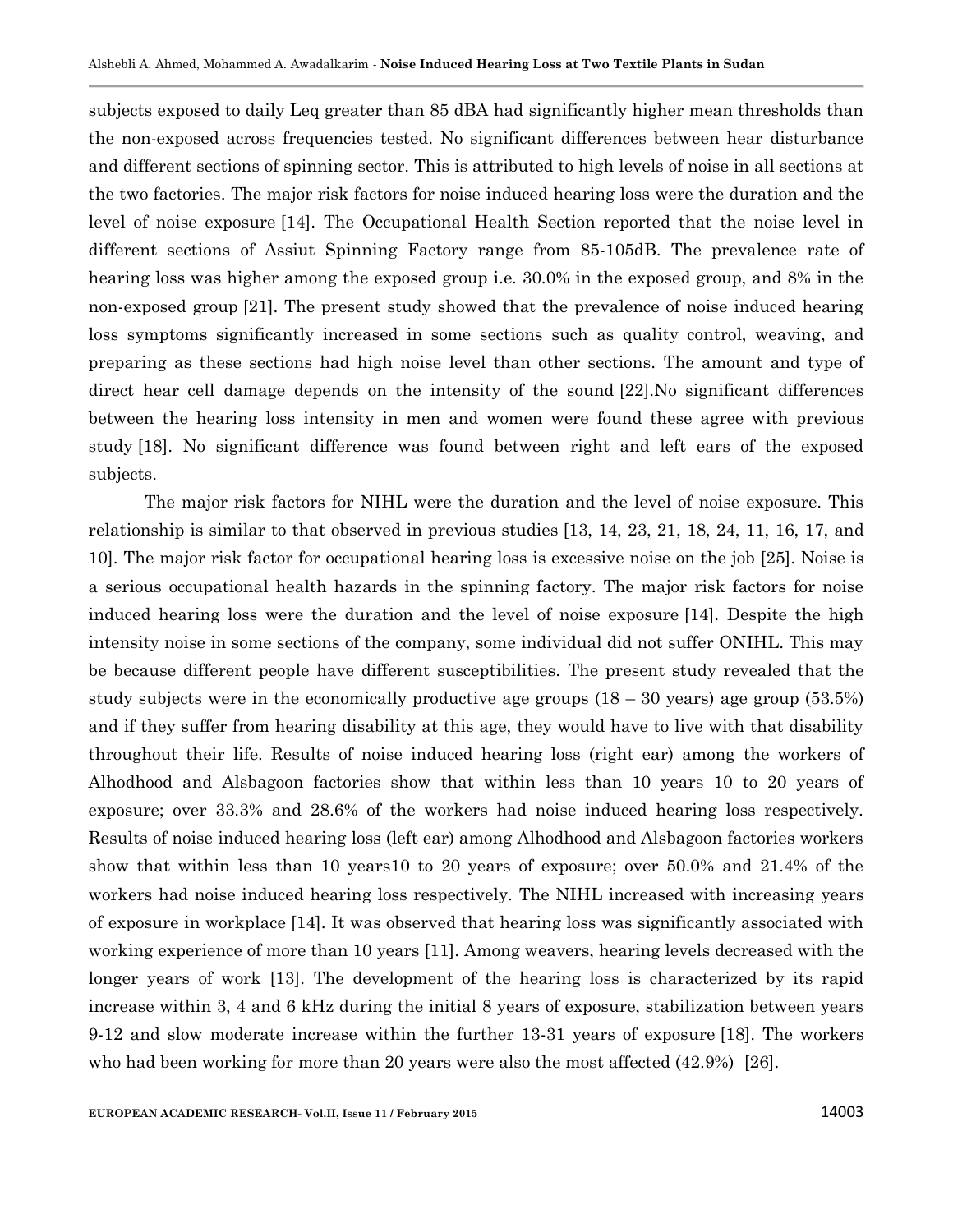subjects exposed to daily Leq greater than 85 dBA had significantly higher mean thresholds than the non-exposed across frequencies tested. No significant differences between hear disturbance and different sections of spinning sector. This is attributed to high levels of noise in all sections at the two factories. The major risk factors for noise induced hearing loss were the duration and the level of noise exposure [14]. The Occupational Health Section reported that the noise level in different sections of Assiut Spinning Factory range from 85-105dB. The prevalence rate of hearing loss was higher among the exposed group i.e. 30.0% in the exposed group, and 8% in the non-exposed group [21]. The present study showed that the prevalence of noise induced hearing loss symptoms significantly increased in some sections such as quality control, weaving, and preparing as these sections had high noise level than other sections. The amount and type of direct hear cell damage depends on the intensity of the sound [22].No significant differences between the hearing loss intensity in men and women were found these agree with previous study [18]. No significant difference was found between right and left ears of the exposed subjects.

The major risk factors for NIHL were the duration and the level of noise exposure. This relationship is similar to that observed in previous studies [13, 14, 23, 21, 18, 24, 11, 16, 17, and 10]. The major risk factor for occupational hearing loss is excessive noise on the job [25]. Noise is a serious occupational health hazards in the spinning factory. The major risk factors for noise induced hearing loss were the duration and the level of noise exposure [14]. Despite the high intensity noise in some sections of the company, some individual did not suffer ONIHL. This may be because different people have different susceptibilities. The present study revealed that the study subjects were in the economically productive age groups (18 – 30 years) age group (53.5%) and if they suffer from hearing disability at this age, they would have to live with that disability throughout their life. Results of noise induced hearing loss (right ear) among the workers of Alhodhood and Alsbagoon factories show that within less than 10 years 10 to 20 years of exposure; over 33.3% and 28.6% of the workers had noise induced hearing loss respectively. Results of noise induced hearing loss (left ear) among Alhodhood and Alsbagoon factories workers show that within less than 10 years10 to 20 years of exposure; over 50.0% and 21.4% of the workers had noise induced hearing loss respectively. The NIHL increased with increasing years of exposure in workplace [14]. It was observed that hearing loss was significantly associated with working experience of more than 10 years [11]. Among weavers, hearing levels decreased with the longer years of work [13]. The development of the hearing loss is characterized by its rapid increase within 3, 4 and 6 kHz during the initial 8 years of exposure, stabilization between years 9-12 and slow moderate increase within the further 13-31 years of exposure [18]. The workers who had been working for more than 20 years were also the most affected (42.9%) [26].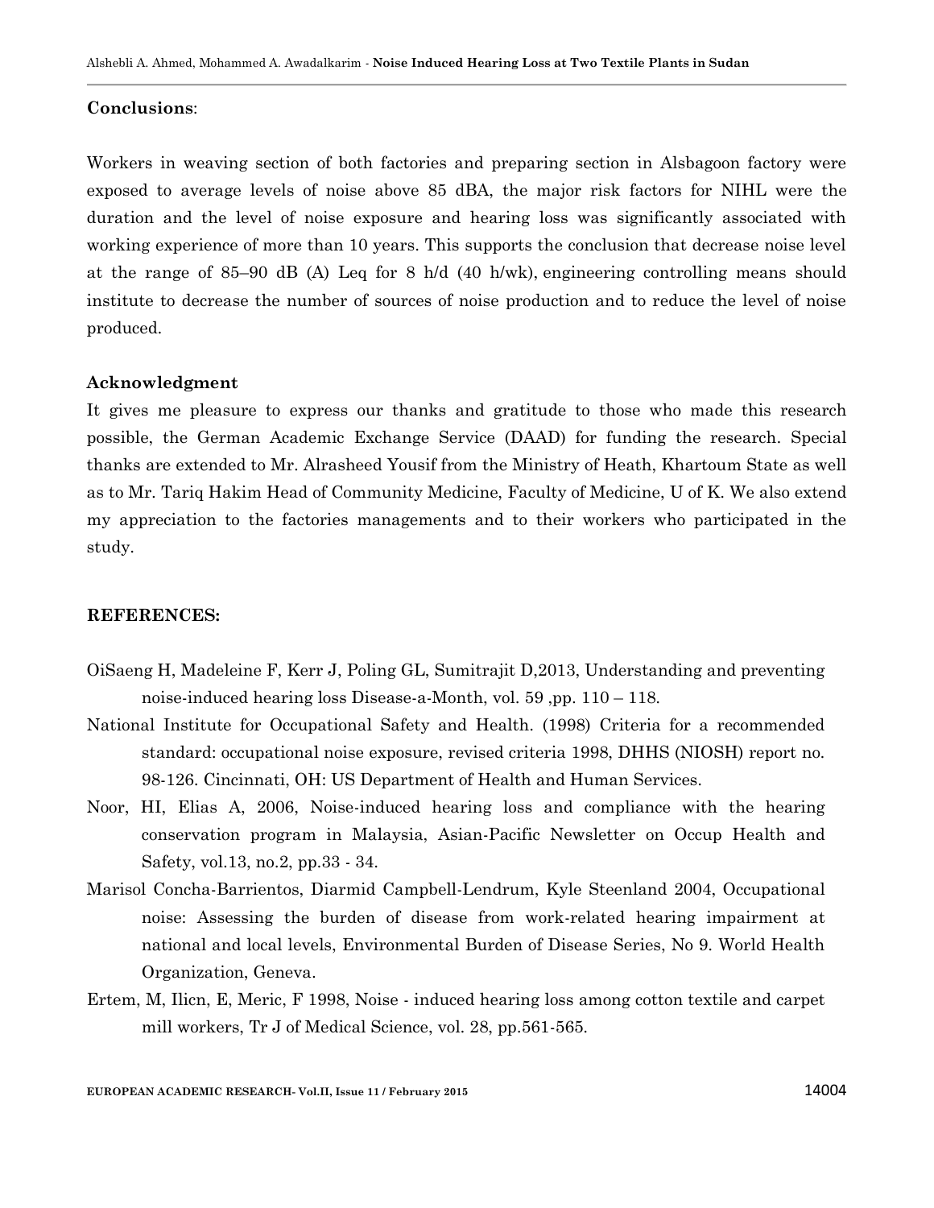**Conclusions**:

Workers in weaving section of both factories and preparing section in Alsbagoon factory were exposed to average levels of noise above 85 dBA, the major risk factors for NIHL were the duration and the level of noise exposure and hearing loss was significantly associated with working experience of more than 10 years. This supports the conclusion that decrease noise level at the range of 85–90 dB (A) Leq for 8 h/d (40 h/wk), engineering controlling means should institute to decrease the number of sources of noise production and to reduce the level of noise produced.

**Acknowledgment**

It gives me pleasure to express our thanks and gratitude to those who made this research possible, the German Academic Exchange Service (DAAD) for funding the research. Special thanks are extended to Mr. Alrasheed Yousif from the Ministry of Heath, Khartoum State as well as to Mr. Tariq Hakim Head of Community Medicine, Faculty of Medicine, U of K. We also extend my appreciation to the factories managements and to their workers who participated in the study.

**REFERENCES:**

OiSaeng H, Madeleine F, Kerr J, Poling GL, Sumitrajit D,2013, Understanding and preventing noise-induced hearing loss Disease-a-Month, vol. 59 ,pp. 110 – 118.

National Institute for Occupational Safety and Health. (1998) Criteria for a recommended standard: occupational noise exposure, revised criteria 1998, DHHS (NIOSH) report no. 98-126. Cincinnati, OH: US Department of Health and Human Services.

Noor, HI, Elias A, 2006, Noise-induced hearing loss and compliance with the hearing conservation program in Malaysia, Asian-Pacific Newsletter on Occup Health and Safety, vol.13, no.2, pp.33 - 34.

Marisol Concha-Barrientos, Diarmid Campbell-Lendrum, Kyle Steenland 2004, Occupational noise: Assessing the burden of disease from work-related hearing impairment at national and local levels, Environmental Burden of Disease Series, No 9. World Health Organization, Geneva.

Ertem, M, Ilicn, E, Meric, F 1998, Noise - induced hearing loss among cotton textile and carpet mill workers, Tr J of Medical Science, vol. 28, pp.561-565.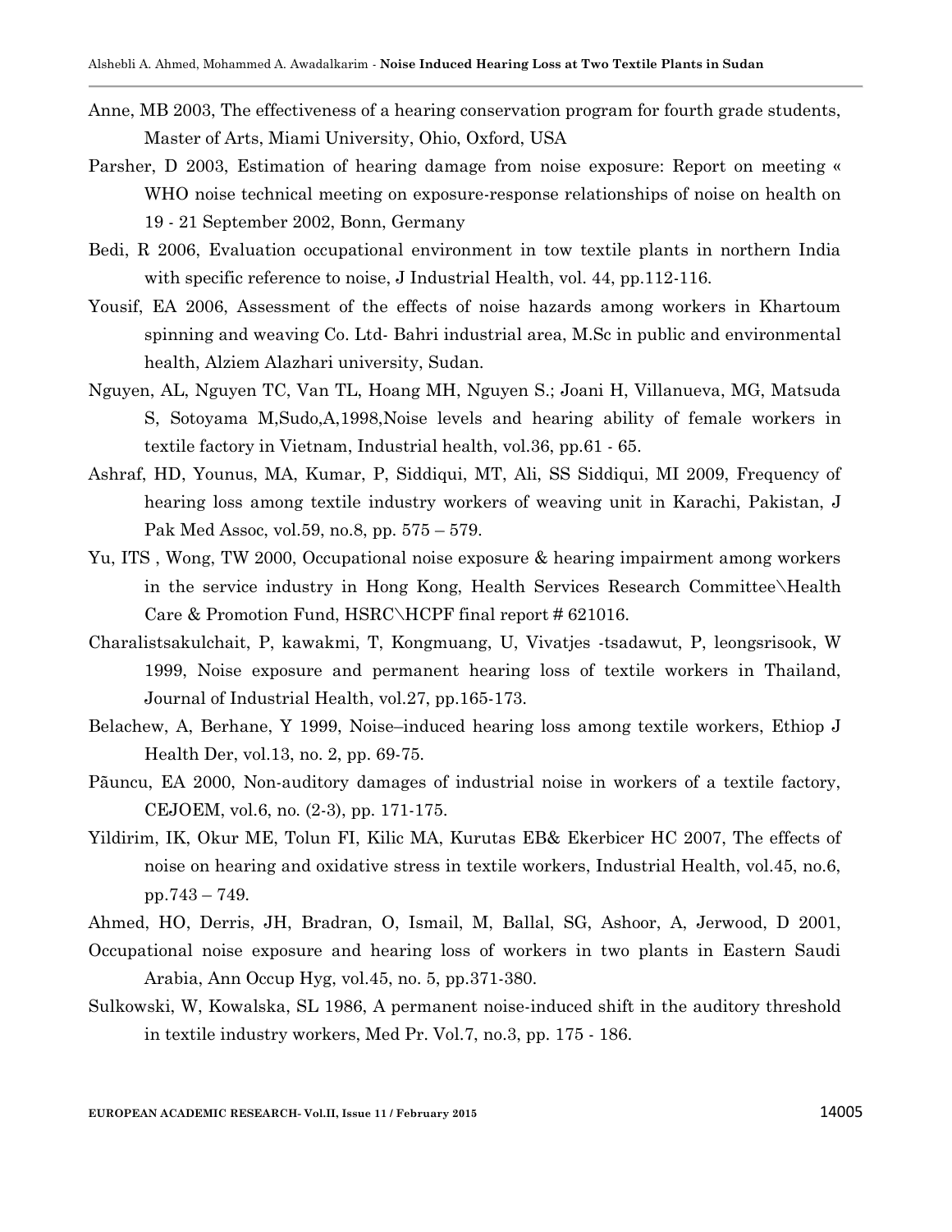Anne, MB 2003, The effectiveness of a hearing conservation program for fourth grade students, Master of Arts, Miami University, Ohio, Oxford, USA

Parsher, D 2003, Estimation of hearing damage from noise exposure: Report on meeting « WHO noise technical meeting on exposure-response relationships of noise on health on 19 - 21 September 2002, Bonn, Germany

Bedi, R 2006, Evaluation occupational environment in tow textile plants in northern India with specific reference to noise, J Industrial Health, vol. 44, pp.112-116.

Yousif, EA 2006, Assessment of the effects of noise hazards among workers in Khartoum spinning and weaving Co. Ltd- Bahri industrial area, M.Sc in public and environmental health, Alziem Alazhari university, Sudan.

Nguyen, AL, Nguyen TC, Van TL, Hoang MH, Nguyen S.; Joani H, Villanueva, MG, Matsuda S, Sotoyama M,Sudo,A,1998,Noise levels and hearing ability of female workers in textile factory in Vietnam, Industrial health, vol.36, pp.61 - 65.

Ashraf, HD, Younus, MA, Kumar, P, Siddiqui, MT, Ali, SS Siddiqui, MI 2009, Frequency of hearing loss among textile industry workers of weaving unit in Karachi, Pakistan, J Pak Med Assoc, vol.59, no.8, pp. 575 – 579.

Yu, ITS , Wong, TW 2000, Occupational noise exposure & hearing impairment among workers in the service industry in Hong Kong, Health Services Research Committee\Health Care & Promotion Fund, HSRC\HCPF final report # 621016.

Charalistsakulchait, P, kawakmi, T, Kongmuang, U, Vivatjes -tsadawut, P, leongsrisook, W 1999, Noise exposure and permanent hearing loss of textile workers in Thailand, Journal of Industrial Health, vol.27, pp.165-173.

Belachew, A, Berhane, Y 1999, Noise–induced hearing loss among textile workers, Ethiop J Health Der, vol.13, no. 2, pp. 69-75.

Pãuncu, EA 2000, Non-auditory damages of industrial noise in workers of a textile factory, CEJOEM, vol.6, no. (2-3), pp. 171-175.

Yildirim, IK, Okur ME, Tolun FI, Kilic MA, Kurutas EB& Ekerbicer HC 2007, The effects of noise on hearing and oxidative stress in textile workers, Industrial Health, vol.45, no.6, pp.743 – 749.

Ahmed, HO, Derris, JH, Bradran, O, Ismail, M, Ballal, SG, Ashoor, A, Jerwood, D 2001, Occupational noise exposure and hearing loss of workers in two plants in Eastern Saudi Arabia, Ann Occup Hyg, vol.45, no. 5, pp.371-380.

Sulkowski, W, Kowalska, SL 1986, A permanent noise-induced shift in the auditory threshold in textile industry workers, Med Pr. Vol.7, no.3, pp. 175 - 186.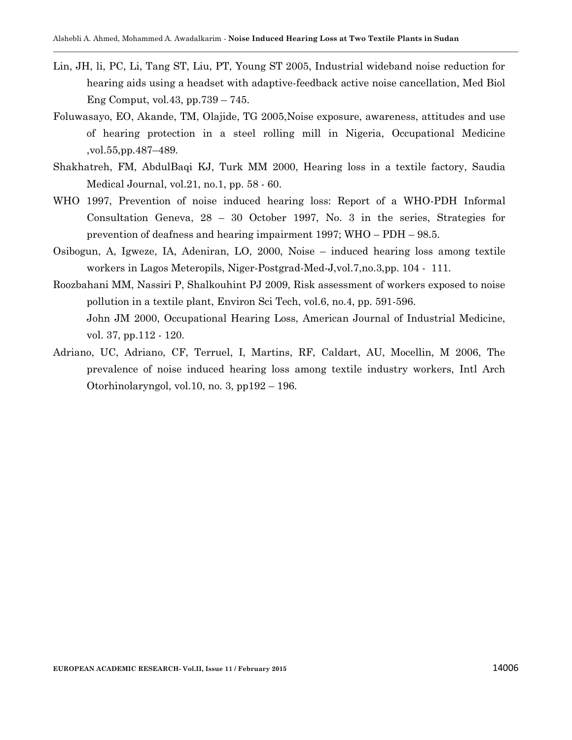Lin, JH, li, PC, Li, Tang ST, Liu, PT, Young ST 2005, Industrial wideband noise reduction for hearing aids using a headset with adaptive-feedback active noise cancellation, Med Biol Eng Comput, vol.43, pp.739 – 745.

Foluwasayo, EO, Akande, TM, Olajide, TG 2005,Noise exposure, awareness, attitudes and use of hearing protection in a steel rolling mill in Nigeria, Occupational Medicine ,vol.55,pp.487–489.

Shakhatreh, FM, AbdulBaqi KJ, Turk MM 2000, Hearing loss in a textile factory, Saudia Medical Journal, vol.21, no.1, pp. 58 - 60.

WHO 1997, Prevention of noise induced hearing loss: Report of a WHO-PDH Informal Consultation Geneva, 28 – 30 October 1997, No. 3 in the series, Strategies for prevention of deafness and hearing impairment 1997; WHO – PDH – 98.5.

Osibogun, A, Igweze, IA, Adeniran, LO, 2000, Noise – induced hearing loss among textile workers in Lagos Meteropils, Niger-Postgrad-Med-J,vol.7,no.3,pp. 104 - 111.

Roozbahani MM, Nassiri P, Shalkouhint PJ 2009, Risk assessment of workers exposed to noise pollution in a textile plant, Environ Sci Tech, vol.6, no.4, pp. 591-596.

John JM 2000, Occupational Hearing Loss, American Journal of Industrial Medicine, vol. 37, pp.112 - 120.

Adriano, UC, Adriano, CF, Terruel, I, Martins, RF, Caldart, AU, Mocellin, M 2006, The prevalence of noise induced hearing loss among textile industry workers, Intl Arch Otorhinolaryngol, vol.10, no. 3, pp192 – 196.